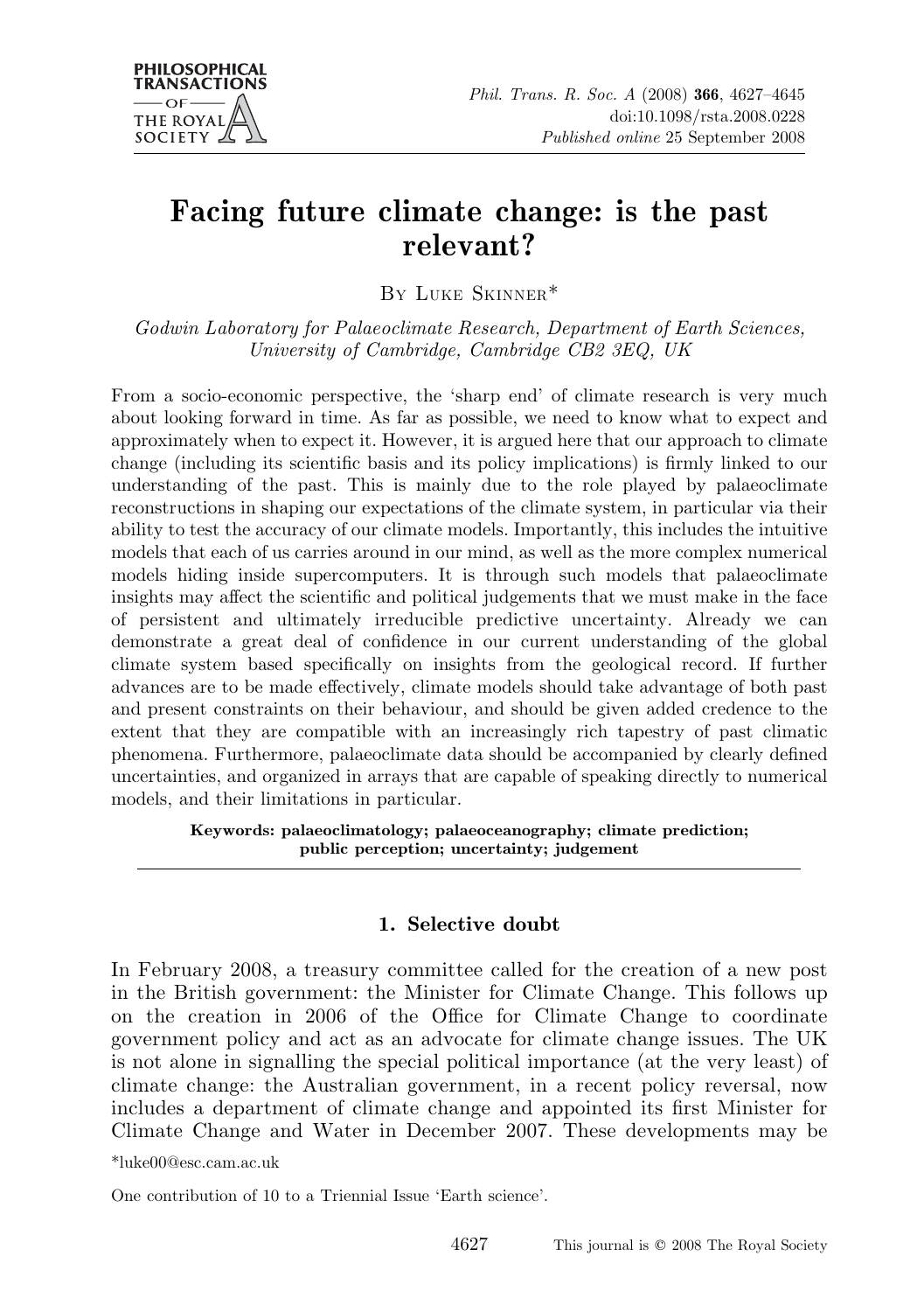# Facing future climate change: is the past relevant?

By Luke Skinner*

*Godwin Laboratory for Palaeoclimate Research, Department of Earth Sciences, University of Cambridge, Cambridge CB2 3EQ, UK*

From a socio-economic perspective, the 'sharp end' of climate research is very much about looking forward in time. As far as possible, we need to know what to expect and approximately when to expect it. However, it is argued here that our approach to climate change (including its scientific basis and its policy implications) is firmly linked to our understanding of the past. This is mainly due to the role played by palaeoclimate reconstructions in shaping our expectations of the climate system, in particular via their ability to test the accuracy of our climate models. Importantly, this includes the intuitive models that each of us carries around in our mind, as well as the more complex numerical models hiding inside supercomputers. It is through such models that palaeoclimate insights may affect the scientific and political judgements that we must make in the face of persistent and ultimately irreducible predictive uncertainty. Already we can demonstrate a great deal of confidence in our current understanding of the global climate system based specifically on insights from the geological record. If further advances are to be made effectively, climate models should take advantage of both past and present constraints on their behaviour, and should be given added credence to the extent that they are compatible with an increasingly rich tapestry of past climatic phenomena. Furthermore, palaeoclimate data should be accompanied by clearly defined uncertainties, and organized in arrays that are capable of speaking directly to numerical models, and their limitations in particular.

**Keywords: palaeoclimatology; palaeoceanography; climate prediction; public perception; uncertainty; judgement**

## 1. Selective doubt

In February 2008, a treasury committee called for the creation of a new post in the British government: the Minister for Climate Change. This follows up on the creation in 2006 of the Office for Climate Change to coordinate government policy and act as an advocate for climate change issues. The UK is not alone in signalling the special political importance (at the very least) of climate change: the Australian government, in a recent policy reversal, now includes a department of climate change and appointed its first Minister for Climate Change and Water in December 2007. These developments may be

*luke00@esc.cam.ac.uk

One contribution of 10 to a Triennial Issue 'Earth science'.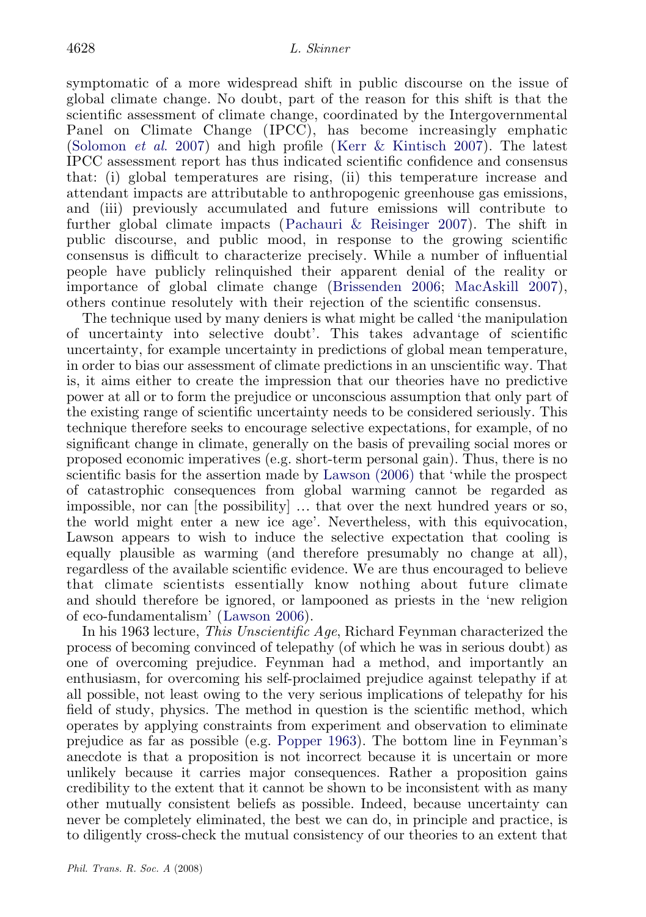symptomatic of a more widespread shift in public discourse on the issue of global climate change. No doubt, part of the reason for this shift is that the scientific assessment of climate change, coordinated by the Intergovernmental Panel on Climate Change (IPCC), has become increasingly emphatic (Solomon *et al.* 2007) and high profile (Kerr & Kintisch 2007). The latest IPCC assessment report has thus indicated scientific confidence and consensus that: (i) global temperatures are rising, (ii) this temperature increase and attendant impacts are attributable to anthropogenic greenhouse gas emissions, and (iii) previously accumulated and future emissions will contribute to further global climate impacts (Pachauri & Reisinger 2007). The shift in public discourse, and public mood, in response to the growing scientific consensus is difficult to characterize precisely. While a number of influential people have publicly relinquished their apparent denial of the reality or importance of global climate change (Brissenden 2006; MacAskill 2007), others continue resolutely with their rejection of the scientific consensus.

The technique used by many deniers is what might be called 'the manipulation of uncertainty into selective doubt'. This takes advantage of scientific uncertainty, for example uncertainty in predictions of global mean temperature, in order to bias our assessment of climate predictions in an unscientific way. That is, it aims either to create the impression that our theories have no predictive power at all or to form the prejudice or unconscious assumption that only part of the existing range of scientific uncertainty needs to be considered seriously. This technique therefore seeks to encourage selective expectations, for example, of no significant change in climate, generally on the basis of prevailing social mores or proposed economic imperatives (e.g. short-term personal gain). Thus, there is no scientific basis for the assertion made by Lawson (2006) that 'while the prospect of catastrophic consequences from global warming cannot be regarded as impossible, nor can [the possibility] … that over the next hundred years or so, the world might enter a new ice age'. Nevertheless, with this equivocation, Lawson appears to wish to induce the selective expectation that cooling is equally plausible as warming (and therefore presumably no change at all), regardless of the available scientific evidence. We are thus encouraged to believe that climate scientists essentially know nothing about future climate and should therefore be ignored, or lampooned as priests in the 'new religion of eco-fundamentalism' (Lawson 2006).

In his 1963 lecture, *This Unscientific Age*, Richard Feynman characterized the process of becoming convinced of telepathy (of which he was in serious doubt) as one of overcoming prejudice. Feynman had a method, and importantly an enthusiasm, for overcoming his self-proclaimed prejudice against telepathy if at all possible, not least owing to the very serious implications of telepathy for his field of study, physics. The method in question is the scientific method, which operates by applying constraints from experiment and observation to eliminate prejudice as far as possible (e.g. Popper 1963). The bottom line in Feynman's anecdote is that a proposition is not incorrect because it is uncertain or more unlikely because it carries major consequences. Rather a proposition gains credibility to the extent that it cannot be shown to be inconsistent with as many other mutually consistent beliefs as possible. Indeed, because uncertainty can never be completely eliminated, the best we can do, in principle and practice, is to diligently cross-check the mutual consistency of our theories to an extent that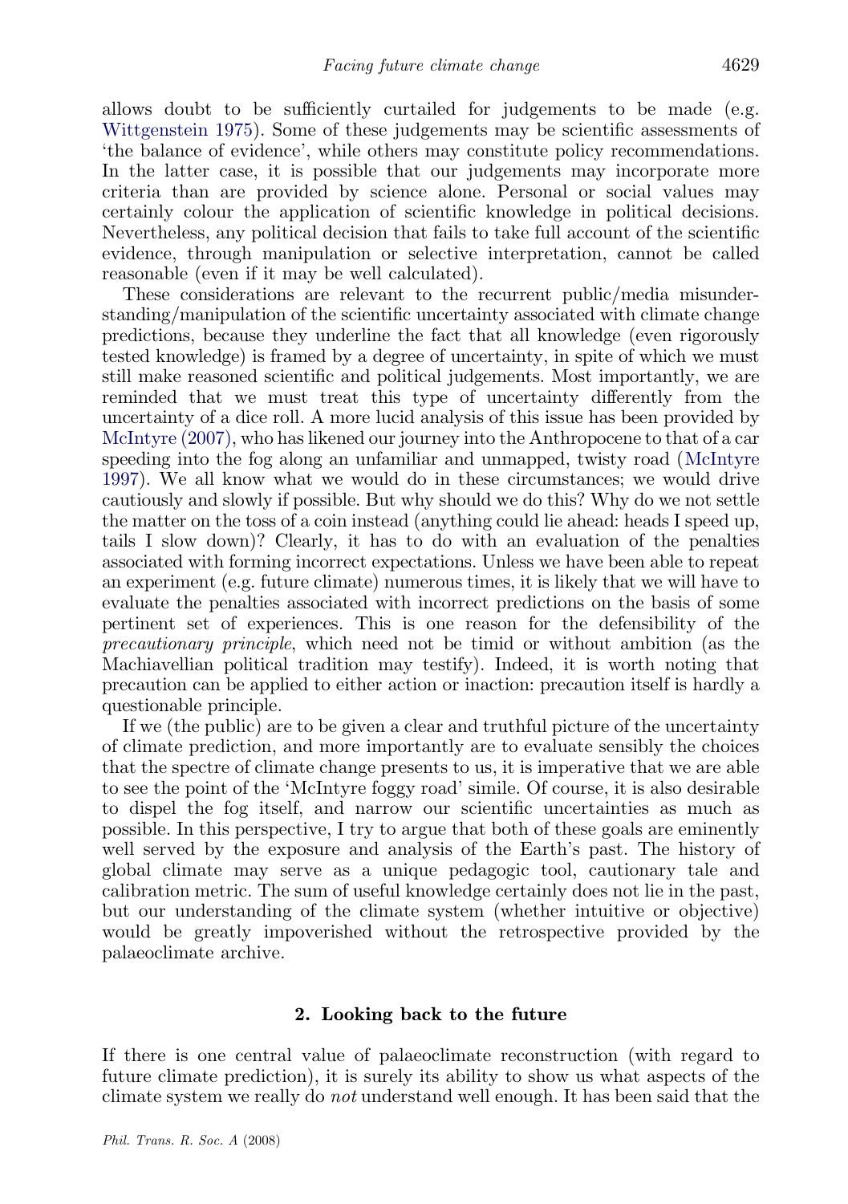allows doubt to be sufficiently curtailed for judgements to be made (e.g. Wittgenstein 1975). Some of these judgements may be scientific assessments of 'the balance of evidence', while others may constitute policy recommendations. In the latter case, it is possible that our judgements may incorporate more criteria than are provided by science alone. Personal or social values may certainly colour the application of scientific knowledge in political decisions. Nevertheless, any political decision that fails to take full account of the scientific evidence, through manipulation or selective interpretation, cannot be called reasonable (even if it may be well calculated).

These considerations are relevant to the recurrent public/media misunderstanding/manipulation of the scientific uncertainty associated with climate change predictions, because they underline the fact that all knowledge (even rigorously tested knowledge) is framed by a degree of uncertainty, in spite of which we must still make reasoned scientific and political judgements. Most importantly, we are reminded that we must treat this type of uncertainty differently from the uncertainty of a dice roll. A more lucid analysis of this issue has been provided by McIntyre (2007), who has likened our journey into the Anthropocene to that of a car speeding into the fog along an unfamiliar and unmapped, twisty road (McIntyre 1997). We all know what we would do in these circumstances; we would drive cautiously and slowly if possible. But why should we do this? Why do we not settle the matter on the toss of a coin instead (anything could lie ahead: heads I speed up, tails I slow down)? Clearly, it has to do with an evaluation of the penalties associated with forming incorrect expectations. Unless we have been able to repeat an experiment (e.g. future climate) numerous times, it is likely that we will have to evaluate the penalties associated with incorrect predictions on the basis of some pertinent set of experiences. This is one reason for the defensibility of the *precautionary principle*, which need not be timid or without ambition (as the Machiavellian political tradition may testify). Indeed, it is worth noting that precaution can be applied to either action or inaction: precaution itself is hardly a questionable principle.

If we (the public) are to be given a clear and truthful picture of the uncertainty of climate prediction, and more importantly are to evaluate sensibly the choices that the spectre of climate change presents to us, it is imperative that we are able to see the point of the 'McIntyre foggy road' simile. Of course, it is also desirable to dispel the fog itself, and narrow our scientific uncertainties as much as possible. In this perspective, I try to argue that both of these goals are eminently well served by the exposure and analysis of the Earth's past. The history of global climate may serve as a unique pedagogic tool, cautionary tale and calibration metric. The sum of useful knowledge certainly does not lie in the past, but our understanding of the climate system (whether intuitive or objective) would be greatly impoverished without the retrospective provided by the palaeoclimate archive.

## 2. Looking back to the future

If there is one central value of palaeoclimate reconstruction (with regard to future climate prediction), it is surely its ability to show us what aspects of the climate system we really do *not* understand well enough. It has been said that the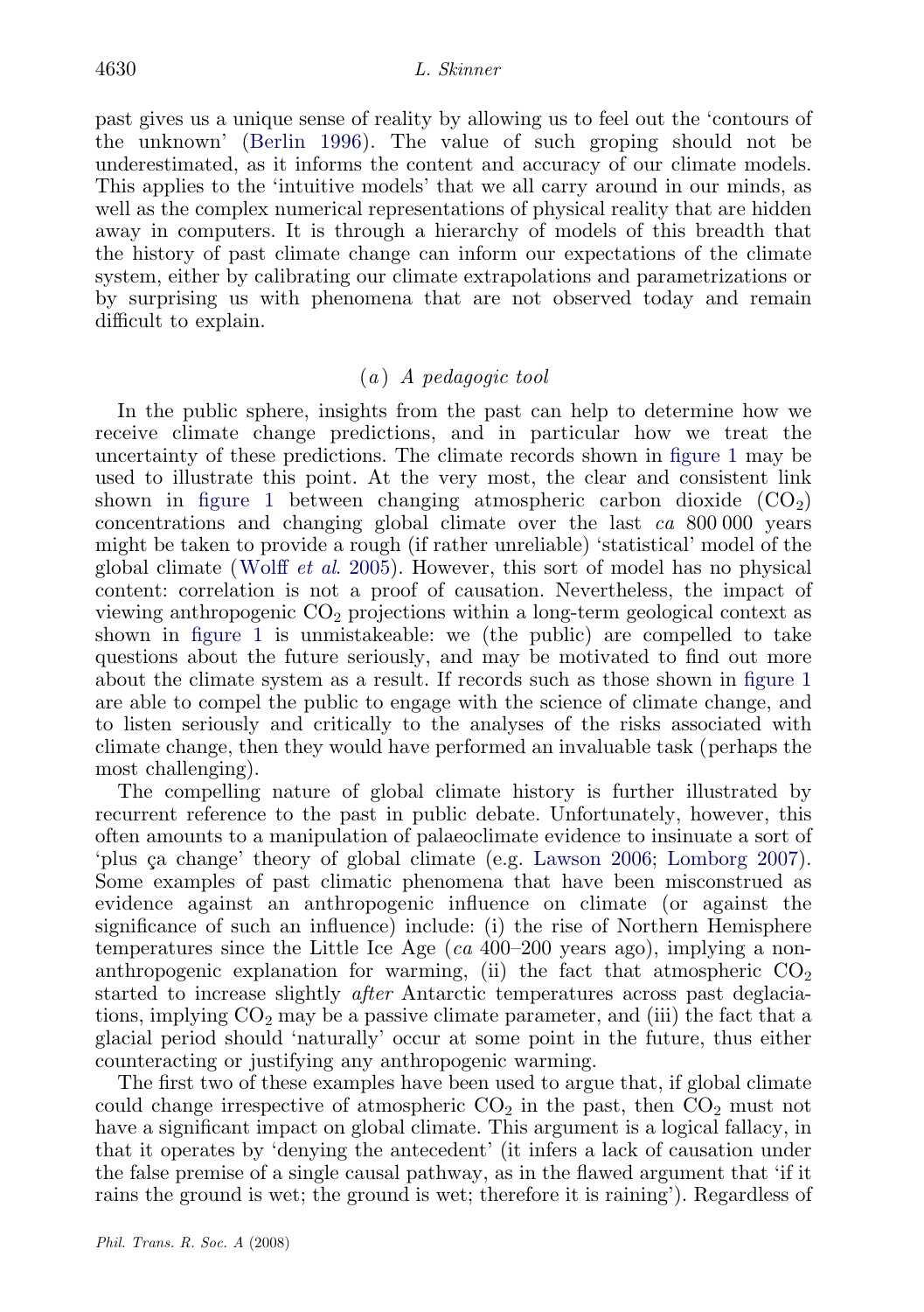past gives us a unique sense of reality by allowing us to feel out the 'contours of the unknown' (Berlin 1996). The value of such groping should not be underestimated, as it informs the content and accuracy of our climate models. This applies to the 'intuitive models' that we all carry around in our minds, as well as the complex numerical representations of physical reality that are hidden away in computers. It is through a hierarchy of models of this breadth that the history of past climate change can inform our expectations of the climate system, either by calibrating our climate extrapolations and parametrizations or by surprising us with phenomena that are not observed today and remain difficult to explain.

### (*a*) *A pedagogic tool*

In the public sphere, insights from the past can help to determine how we receive climate change predictions, and in particular how we treat the uncertainty of these predictions. The climate records shown in figure 1 may be used to illustrate this point. At the very most, the clear and consistent link shown in figure 1 between changing atmospheric carbon dioxide ($CO_2$) concentrations and changing global climate over the last *ca* 800 000 years might be taken to provide a rough (if rather unreliable) 'statistical' model of the global climate (Wolff *et al*. 2005). However, this sort of model has no physical content: correlation is not a proof of causation. Nevertheless, the impact of viewing anthropogenic $CO_2$ projections within a long-term geological context as shown in figure 1 is unmistakeable: we (the public) are compelled to take questions about the future seriously, and may be motivated to find out more about the climate system as a result. If records such as those shown in figure 1 are able to compel the public to engage with the science of climate change, and to listen seriously and critically to the analyses of the risks associated with climate change, then they would have performed an invaluable task (perhaps the most challenging).

The compelling nature of global climate history is further illustrated by recurrent reference to the past in public debate. Unfortunately, however, this often amounts to a manipulation of palaeoclimate evidence to insinuate a sort of 'plus ça change' theory of global climate (e.g. Lawson 2006; Lomborg 2007). Some examples of past climatic phenomena that have been misconstrued as evidence against an anthropogenic influence on climate (or against the significance of such an influence) include: (i) the rise of Northern Hemisphere temperatures since the Little Ice Age (*ca* 400–200 years ago), implying a non-anthropogenic explanation for warming, (ii) the fact that atmospheric $CO_2$ started to increase slightly *after* Antarctic temperatures across past deglaciations, implying $CO_2$ may be a passive climate parameter, and (iii) the fact that a glacial period should 'naturally' occur at some point in the future, thus either counteracting or justifying any anthropogenic warming.

The first two of these examples have been used to argue that, if global climate could change irrespective of atmospheric $CO_2$ in the past, then $CO_2$ must not have a significant impact on global climate. This argument is a logical fallacy, in that it operates by 'denying the antecedent' (it infers a lack of causation under the false premise of a single causal pathway, as in the flawed argument that 'if it rains the ground is wet; the ground is wet; therefore it is raining'). Regardless of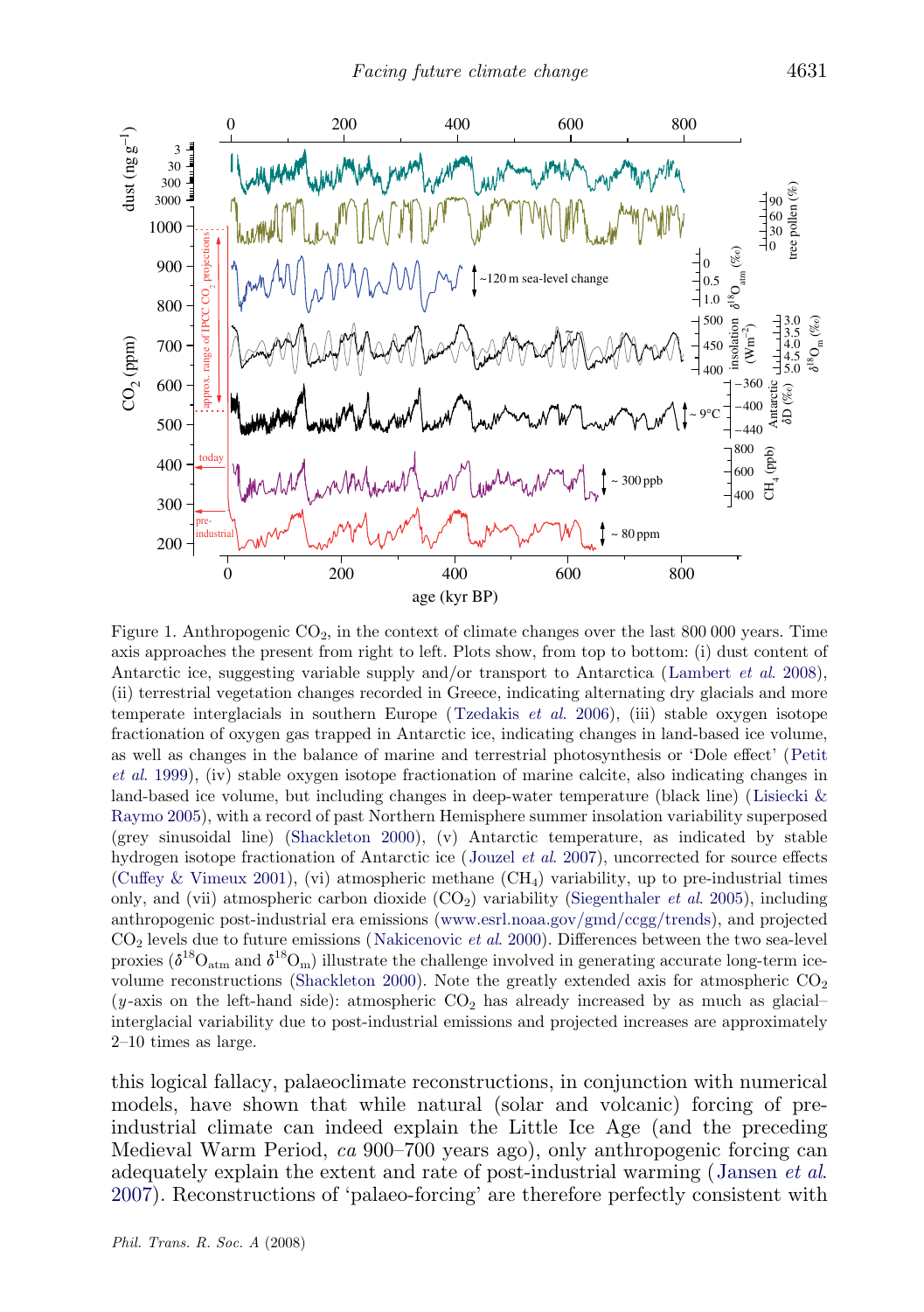Figure 1. Anthropogenic $CO_2$, in the context of climate changes over the last 800 000 years. Time axis approaches the present from right to left. Plots show, from top to bottom: (i) dust content of Antarctic ice, suggesting variable supply and/or transport to Antarctica (Lambert *et al*. 2008), (ii) terrestrial vegetation changes recorded in Greece, indicating alternating dry glacials and more temperate interglacials in southern Europe (Tzedakis *et al*. 2006), (iii) stable oxygen isotope fractionation of oxygen gas trapped in Antarctic ice, indicating changes in land-based ice volume, as well as changes in the balance of marine and terrestrial photosynthesis or 'Dole effect' (Petit *et al*. 1999), (iv) stable oxygen isotope fractionation of marine calcite, also indicating changes in land-based ice volume, but including changes in deep-water temperature (black line) (Lisiecki & Raymo 2005), with a record of past Northern Hemisphere summer insolation variability superposed (grey sinusoidal line) (Shackleton 2000), (v) Antarctic temperature, as indicated by stable hydrogen isotope fractionation of Antarctic ice (Jouzel *et al*. 2007), uncorrected for source effects (Cuffey & Vimeux 2001), (vi) atmospheric methane ($CH_4$) variability, up to pre-industrial times only, and (vii) atmospheric carbon dioxide ($CO_2$) variability (Siegenthaler *et al*. 2005), including anthropogenic post-industrial era emissions (www.esrl.noaa.gov/gmd/ccgg/trends), and projected $CO_2$ levels due to future emissions (Nakicenovic *et al*. 2000). Differences between the two sea-level proxies ($\delta^{18}O_{atm}$ and $\delta^{18}O_{m}$) illustrate the challenge involved in generating accurate long-term ice-volume reconstructions (Shackleton 2000). Note the greatly extended axis for atmospheric $CO_2$ ($y$-axis on the left-hand side): atmospheric $CO_2$ has already increased by as much as glacial–interglacial variability due to post-industrial emissions and projected increases are approximately 2–10 times as large.

this logical fallacy, palaeoclimate reconstructions, in conjunction with numerical models, have shown that while natural (solar and volcanic) forcing of pre-industrial climate can indeed explain the Little Ice Age (and the preceding Medieval Warm Period, *ca* 900–700 years ago), only anthropogenic forcing can adequately explain the extent and rate of post-industrial warming (Jansen *et al*. 2007). Reconstructions of 'palaeo-forcing' are therefore perfectly consistent with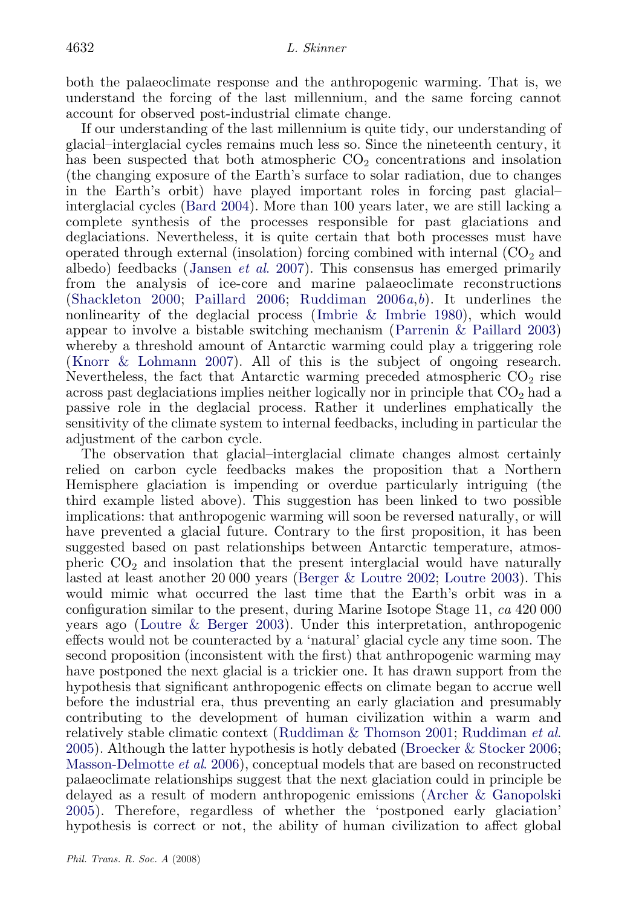both the palaeoclimate response and the anthropogenic warming. That is, we understand the forcing of the last millennium, and the same forcing cannot account for observed post-industrial climate change.

If our understanding of the last millennium is quite tidy, our understanding of glacial–interglacial cycles remains much less so. Since the nineteenth century, it has been suspected that both atmospheric $CO_2$ concentrations and insolation (the changing exposure of the Earth's surface to solar radiation, due to changes in the Earth's orbit) have played important roles in forcing past glacial–interglacial cycles (Bard 2004). More than 100 years later, we are still lacking a complete synthesis of the processes responsible for past glaciations and deglaciations. Nevertheless, it is quite certain that both processes must have operated through external (insolation) forcing combined with internal ($CO_2$ and albedo) feedbacks (Jansen *et al.* 2007). This consensus has emerged primarily from the analysis of ice-core and marine palaeoclimate reconstructions (Shackleton 2000; Paillard 2006; Ruddiman 2006*a*,*b*). It underlines the nonlinearity of the deglacial process (Imbrie & Imbrie 1980), which would appear to involve a bistable switching mechanism (Parrenin & Paillard 2003) whereby a threshold amount of Antarctic warming could play a triggering role (Knorr & Lohmann 2007). All of this is the subject of ongoing research. Nevertheless, the fact that Antarctic warming preceded atmospheric $CO_2$ rise across past deglaciations implies neither logically nor in principle that $CO_2$ had a passive role in the deglacial process. Rather it underlines emphatically the sensitivity of the climate system to internal feedbacks, including in particular the adjustment of the carbon cycle.

The observation that glacial–interglacial climate changes almost certainly relied on carbon cycle feedbacks makes the proposition that a Northern Hemisphere glaciation is impending or overdue particularly intriguing (the third example listed above). This suggestion has been linked to two possible implications: that anthropogenic warming will soon be reversed naturally, or will have prevented a glacial future. Contrary to the first proposition, it has been suggested based on past relationships between Antarctic temperature, atmospheric $CO_2$ and insolation that the present interglacial would have naturally lasted at least another 20 000 years (Berger & Loutre 2002; Loutre 2003). This would mimic what occurred the last time that the Earth's orbit was in a configuration similar to the present, during Marine Isotope Stage 11, *ca* 420 000 years ago (Loutre & Berger 2003). Under this interpretation, anthropogenic effects would not be counteracted by a 'natural' glacial cycle any time soon. The second proposition (inconsistent with the first) that anthropogenic warming may have postponed the next glacial is a trickier one. It has drawn support from the hypothesis that significant anthropogenic effects on climate began to accrue well before the industrial era, thus preventing an early glaciation and presumably contributing to the development of human civilization within a warm and relatively stable climatic context (Ruddiman & Thomson 2001; Ruddiman *et al.* 2005). Although the latter hypothesis is hotly debated (Broecker & Stocker 2006; Masson-Delmotte *et al.* 2006), conceptual models that are based on reconstructed palaeoclimate relationships suggest that the next glaciation could in principle be delayed as a result of modern anthropogenic emissions (Archer & Ganopolski 2005). Therefore, regardless of whether the 'postponed early glaciation' hypothesis is correct or not, the ability of human civilization to affect global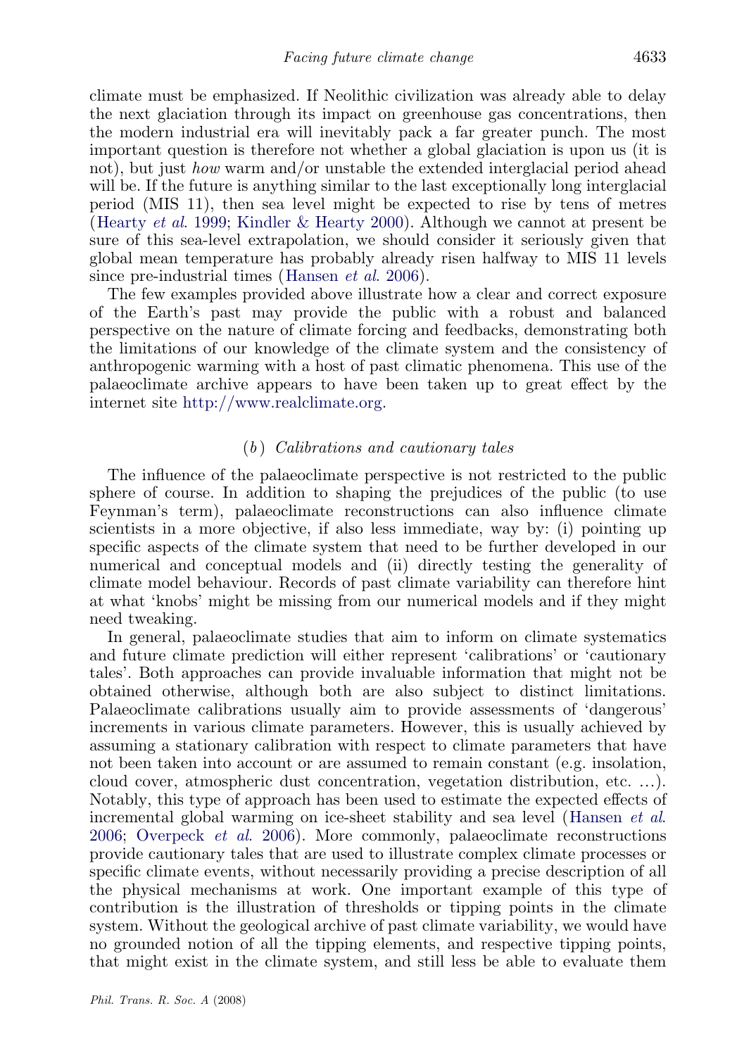climate must be emphasized. If Neolithic civilization was already able to delay the next glaciation through its impact on greenhouse gas concentrations, then the modern industrial era will inevitably pack a far greater punch. The most important question is therefore not whether a global glaciation is upon us (it is not), but just *how* warm and/or unstable the extended interglacial period ahead will be. If the future is anything similar to the last exceptionally long interglacial period (MIS 11), then sea level might be expected to rise by tens of metres (Hearty *et al.* 1999; Kindler & Hearty 2000). Although we cannot at present be sure of this sea-level extrapolation, we should consider it seriously given that global mean temperature has probably already risen halfway to MIS 11 levels since pre-industrial times (Hansen *et al.* 2006).

The few examples provided above illustrate how a clear and correct exposure of the Earth's past may provide the public with a robust and balanced perspective on the nature of climate forcing and feedbacks, demonstrating both the limitations of our knowledge of the climate system and the consistency of anthropogenic warming with a host of past climatic phenomena. This use of the palaeoclimate archive appears to have been taken up to great effect by the internet site http://www.realclimate.org.

### (*b*) *Calibrations and cautionary tales*

The influence of the palaeoclimate perspective is not restricted to the public sphere of course. In addition to shaping the prejudices of the public (to use Feynman's term), palaeoclimate reconstructions can also influence climate scientists in a more objective, if also less immediate, way by: (i) pointing up specific aspects of the climate system that need to be further developed in our numerical and conceptual models and (ii) directly testing the generality of climate model behaviour. Records of past climate variability can therefore hint at what 'knobs' might be missing from our numerical models and if they might need tweaking.

In general, palaeoclimate studies that aim to inform on climate systematics and future climate prediction will either represent 'calibrations' or 'cautionary tales'. Both approaches can provide invaluable information that might not be obtained otherwise, although both are also subject to distinct limitations. Palaeoclimate calibrations usually aim to provide assessments of 'dangerous' increments in various climate parameters. However, this is usually achieved by assuming a stationary calibration with respect to climate parameters that have not been taken into account or are assumed to remain constant (e.g. insolation, cloud cover, atmospheric dust concentration, vegetation distribution, etc. …). Notably, this type of approach has been used to estimate the expected effects of incremental global warming on ice-sheet stability and sea level (Hansen *et al.* 2006; Overpeck *et al.* 2006). More commonly, palaeoclimate reconstructions provide cautionary tales that are used to illustrate complex climate processes or specific climate events, without necessarily providing a precise description of all the physical mechanisms at work. One important example of this type of contribution is the illustration of thresholds or tipping points in the climate system. Without the geological archive of past climate variability, we would have no grounded notion of all the tipping elements, and respective tipping points, that might exist in the climate system, and still less be able to evaluate them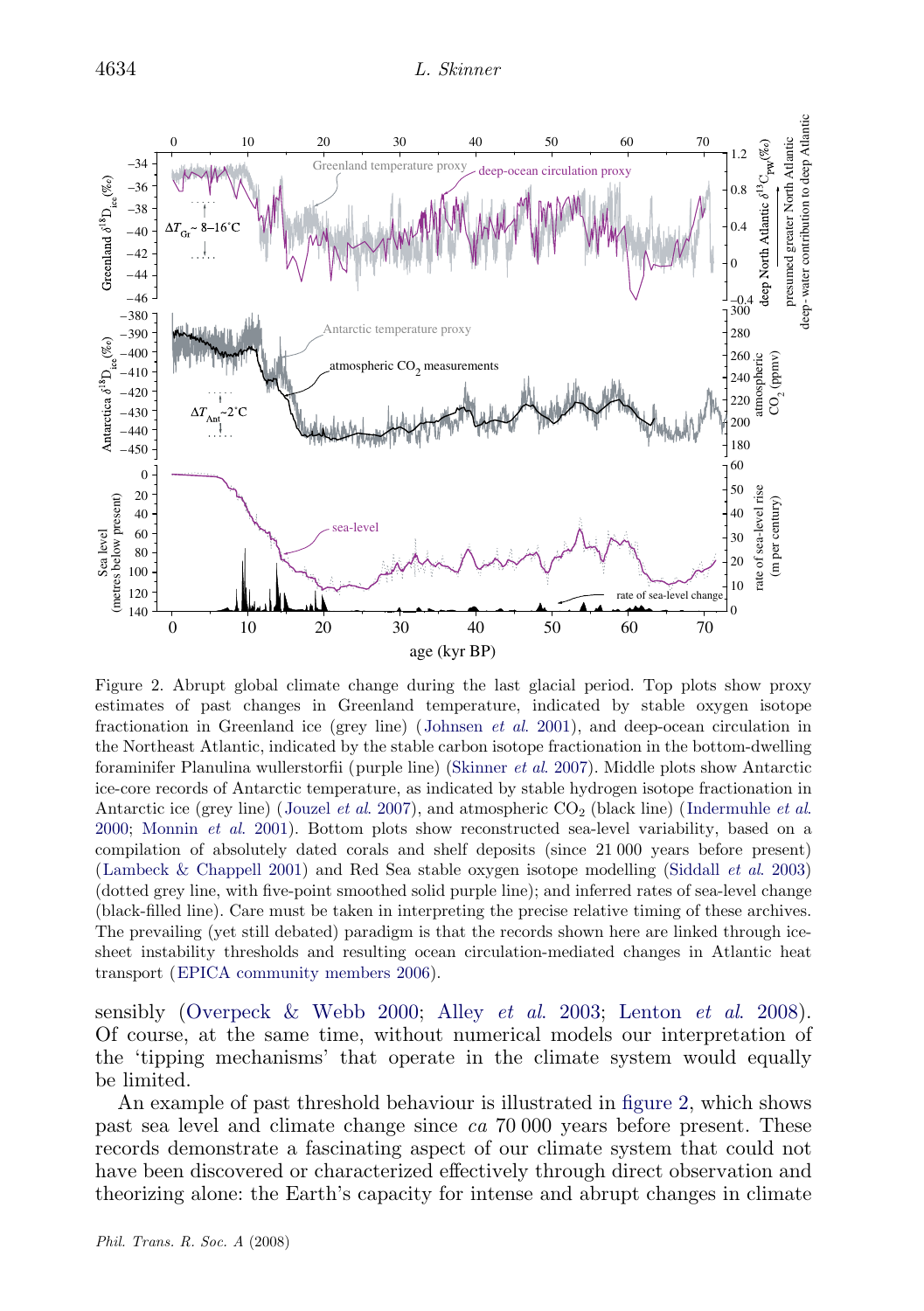Figure 2. Abrupt global climate change during the last glacial period. Top plots show proxy estimates of past changes in Greenland temperature, indicated by stable oxygen isotope fractionation in Greenland ice (grey line) (Johnsen *et al.* 2001), and deep-ocean circulation in the Northeast Atlantic, indicated by the stable carbon isotope fractionation in the bottom-dwelling foraminifer Planulina wullerstorfii (purple line) (Skinner *et al.* 2007). Middle plots show Antarctic ice-core records of Antarctic temperature, as indicated by stable hydrogen isotope fractionation in Antarctic ice (grey line) (Jouzel *et al.* 2007), and atmospheric $CO_2$ (black line) (Indermuhle *et al.* 2000; Monnin *et al.* 2001). Bottom plots show reconstructed sea-level variability, based on a compilation of absolutely dated corals and shelf deposits (since 21 000 years before present) (Lambeck & Chappell 2001) and Red Sea stable oxygen isotope modelling (Siddall *et al.* 2003) (dotted grey line, with five-point smoothed solid purple line); and inferred rates of sea-level change (black-filled line). Care must be taken in interpreting the precise relative timing of these archives. The prevailing (yet still debated) paradigm is that the records shown here are linked through ice-sheet instability thresholds and resulting ocean circulation-mediated changes in Atlantic heat transport (EPICA community members 2006).

sensibly (Overpeck & Webb 2000; Alley *et al.* 2003; Lenton *et al.* 2008). Of course, at the same time, without numerical models our interpretation of the 'tipping mechanisms' that operate in the climate system would equally be limited.

An example of past threshold behaviour is illustrated in figure 2, which shows past sea level and climate change since *ca* 70 000 years before present. These records demonstrate a fascinating aspect of our climate system that could not have been discovered or characterized effectively through direct observation and theorizing alone: the Earth's capacity for intense and abrupt changes in climate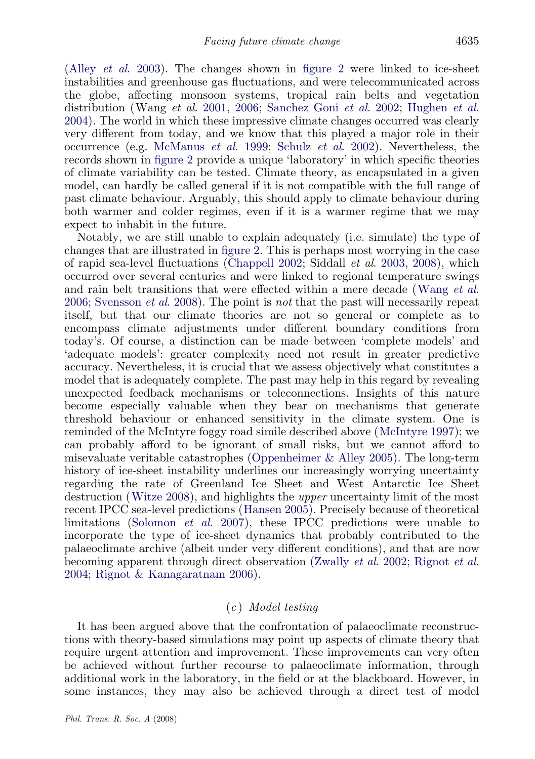(Alley *et al.* 2003). The changes shown in figure 2 were linked to ice-sheet instabilities and greenhouse gas fluctuations, and were telecommunicated across the globe, affecting monsoon systems, tropical rain belts and vegetation distribution (Wang *et al.* 2001, 2006; Sanchez Goni *et al.* 2002; Hughen *et al.* 2004). The world in which these impressive climate changes occurred was clearly very different from today, and we know that this played a major role in their occurrence (e.g. McManus *et al.* 1999; Schulz *et al.* 2002). Nevertheless, the records shown in figure 2 provide a unique 'laboratory' in which specific theories of climate variability can be tested. Climate theory, as encapsulated in a given model, can hardly be called general if it is not compatible with the full range of past climate behaviour. Arguably, this should apply to climate behaviour during both warmer and colder regimes, even if it is a warmer regime that we may expect to inhabit in the future.

Notably, we are still unable to explain adequately (i.e. simulate) the type of changes that are illustrated in figure 2. This is perhaps most worrying in the case of rapid sea-level fluctuations (Chappell 2002; Siddall *et al.* 2003, 2008), which occurred over several centuries and were linked to regional temperature swings and rain belt transitions that were effected within a mere decade (Wang *et al.* 2006; Svensson *et al.* 2008). The point is *not* that the past will necessarily repeat itself, but that our climate theories are not so general or complete as to encompass climate adjustments under different boundary conditions from today's. Of course, a distinction can be made between 'complete models' and 'adequate models': greater complexity need not result in greater predictive accuracy. Nevertheless, it is crucial that we assess objectively what constitutes a model that is adequately complete. The past may help in this regard by revealing unexpected feedback mechanisms or teleconnections. Insights of this nature become especially valuable when they bear on mechanisms that generate threshold behaviour or enhanced sensitivity in the climate system. One is reminded of the McIntyre foggy road simile described above (McIntyre 1997); we can probably afford to be ignorant of small risks, but we cannot afford to misevaluate veritable catastrophes (Oppenheimer & Alley 2005). The long-term history of ice-sheet instability underlines our increasingly worrying uncertainty regarding the rate of Greenland Ice Sheet and West Antarctic Ice Sheet destruction (Witze 2008), and highlights the *upper* uncertainty limit of the most recent IPCC sea-level predictions (Hansen 2005). Precisely because of theoretical limitations (Solomon *et al.* 2007), these IPCC predictions were unable to incorporate the type of ice-sheet dynamics that probably contributed to the palaeoclimate archive (albeit under very different conditions), and that are now becoming apparent through direct observation (Zwally *et al.* 2002; Rignot *et al.* 2004; Rignot & Kanagaratnam 2006).

### (*c*) *Model testing*

It has been argued above that the confrontation of palaeoclimate reconstructions with theory-based simulations may point up aspects of climate theory that require urgent attention and improvement. These improvements can very often be achieved without further recourse to palaeoclimate information, through additional work in the laboratory, in the field or at the blackboard. However, in some instances, they may also be achieved through a direct test of model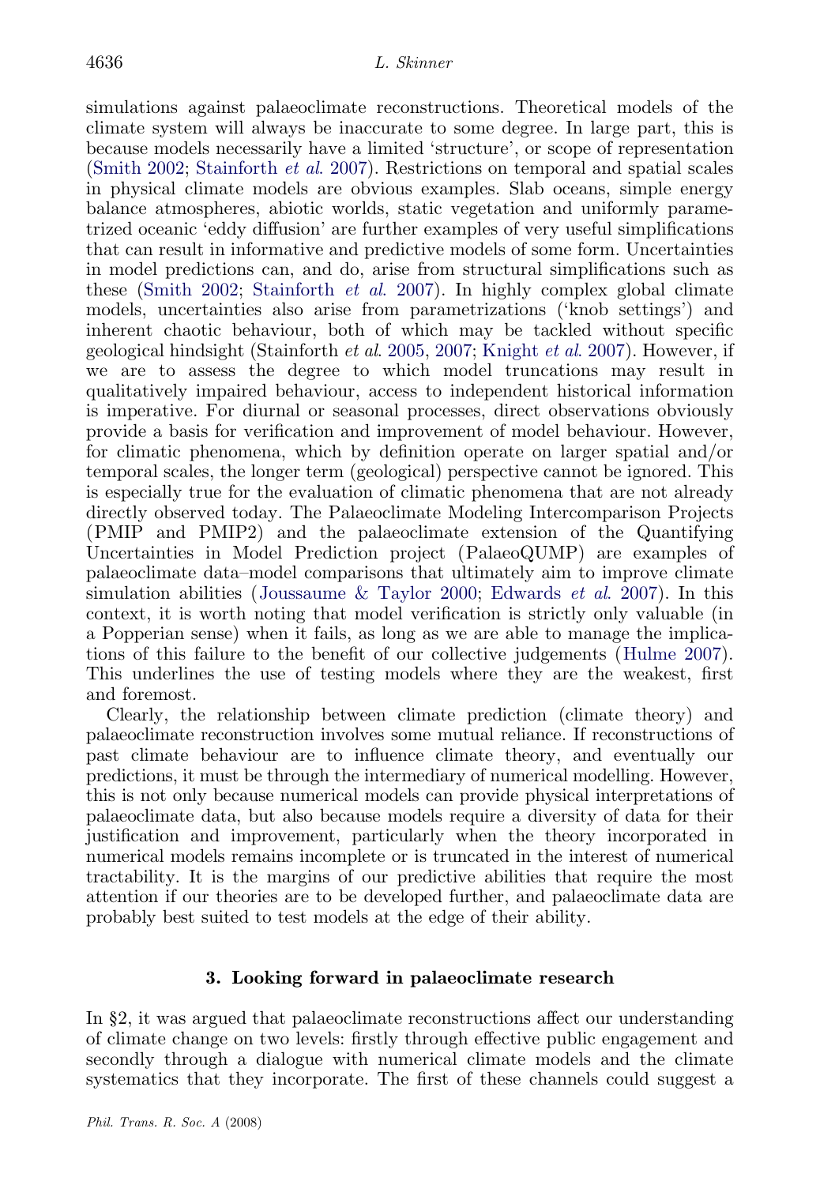simulations against palaeoclimate reconstructions. Theoretical models of the climate system will always be inaccurate to some degree. In large part, this is because models necessarily have a limited 'structure', or scope of representation (Smith 2002; Stainforth *et al.* 2007). Restrictions on temporal and spatial scales in physical climate models are obvious examples. Slab oceans, simple energy balance atmospheres, abiotic worlds, static vegetation and uniformly parametrized oceanic 'eddy diffusion' are further examples of very useful simplifications that can result in informative and predictive models of some form. Uncertainties in model predictions can, and do, arise from structural simplifications such as these (Smith 2002; Stainforth *et al.* 2007). In highly complex global climate models, uncertainties also arise from parametrizations ('knob settings') and inherent chaotic behaviour, both of which may be tackled without specific geological hindsight (Stainforth *et al.* 2005, 2007; Knight *et al.* 2007). However, if we are to assess the degree to which model truncations may result in qualitatively impaired behaviour, access to independent historical information is imperative. For diurnal or seasonal processes, direct observations obviously provide a basis for verification and improvement of model behaviour. However, for climatic phenomena, which by definition operate on larger spatial and/or temporal scales, the longer term (geological) perspective cannot be ignored. This is especially true for the evaluation of climatic phenomena that are not already directly observed today. The Palaeoclimate Modeling Intercomparison Projects (PMIP and PMIP2) and the palaeoclimate extension of the Quantifying Uncertainties in Model Prediction project (PalaeoQUMP) are examples of palaeoclimate data–model comparisons that ultimately aim to improve climate simulation abilities (Joussaume & Taylor 2000; Edwards *et al.* 2007). In this context, it is worth noting that model verification is strictly only valuable (in a Popperian sense) when it fails, as long as we are able to manage the implications of this failure to the benefit of our collective judgements (Hulme 2007). This underlines the use of testing models where they are the weakest, first and foremost.

Clearly, the relationship between climate prediction (climate theory) and palaeoclimate reconstruction involves some mutual reliance. If reconstructions of past climate behaviour are to influence climate theory, and eventually our predictions, it must be through the intermediary of numerical modelling. However, this is not only because numerical models can provide physical interpretations of palaeoclimate data, but also because models require a diversity of data for their justification and improvement, particularly when the theory incorporated in numerical models remains incomplete or is truncated in the interest of numerical tractability. It is the margins of our predictive abilities that require the most attention if our theories are to be developed further, and palaeoclimate data are probably best suited to test models at the edge of their ability.

## 3. Looking forward in palaeoclimate research

In §2, it was argued that palaeoclimate reconstructions affect our understanding of climate change on two levels: firstly through effective public engagement and secondly through a dialogue with numerical climate models and the climate systematics that they incorporate. The first of these channels could suggest a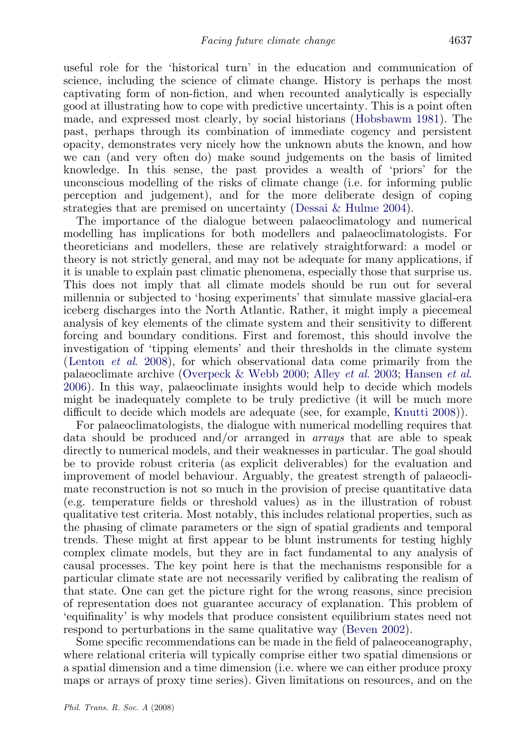useful role for the 'historical turn' in the education and communication of science, including the science of climate change. History is perhaps the most captivating form of non-fiction, and when recounted analytically is especially good at illustrating how to cope with predictive uncertainty. This is a point often made, and expressed most clearly, by social historians (Hobsbawm 1981). The past, perhaps through its combination of immediate cogency and persistent opacity, demonstrates very nicely how the unknown abuts the known, and how we can (and very often do) make sound judgements on the basis of limited knowledge. In this sense, the past provides a wealth of 'priors' for the unconscious modelling of the risks of climate change (i.e. for informing public perception and judgement), and for the more deliberate design of coping strategies that are premised on uncertainty (Dessai & Hulme 2004).

The importance of the dialogue between palaeoclimatology and numerical modelling has implications for both modellers and palaeoclimatologists. For theoreticians and modellers, these are relatively straightforward: a model or theory is not strictly general, and may not be adequate for many applications, if it is unable to explain past climatic phenomena, especially those that surprise us. This does not imply that all climate models should be run out for several millennia or subjected to 'hosing experiments' that simulate massive glacial-era iceberg discharges into the North Atlantic. Rather, it might imply a piecemeal analysis of key elements of the climate system and their sensitivity to different forcing and boundary conditions. First and foremost, this should involve the investigation of 'tipping elements' and their thresholds in the climate system (Lenton *et al.* 2008), for which observational data come primarily from the palaeoclimate archive (Overpeck & Webb 2000; Alley *et al.* 2003; Hansen *et al.* 2006). In this way, palaeoclimate insights would help to decide which models might be inadequately complete to be truly predictive (it will be much more difficult to decide which models are adequate (see, for example, Knutti 2008)).

For palaeoclimatologists, the dialogue with numerical modelling requires that data should be produced and/or arranged in *arrays* that are able to speak directly to numerical models, and their weaknesses in particular. The goal should be to provide robust criteria (as explicit deliverables) for the evaluation and improvement of model behaviour. Arguably, the greatest strength of palaeoclimate reconstruction is not so much in the provision of precise quantitative data (e.g. temperature fields or threshold values) as in the illustration of robust qualitative test criteria. Most notably, this includes relational properties, such as the phasing of climate parameters or the sign of spatial gradients and temporal trends. These might at first appear to be blunt instruments for testing highly complex climate models, but they are in fact fundamental to any analysis of causal processes. The key point here is that the mechanisms responsible for a particular climate state are not necessarily verified by calibrating the realism of that state. One can get the picture right for the wrong reasons, since precision of representation does not guarantee accuracy of explanation. This problem of 'equifinality' is why models that produce consistent equilibrium states need not respond to perturbations in the same qualitative way (Beven 2002).

Some specific recommendations can be made in the field of palaeoceanography, where relational criteria will typically comprise either two spatial dimensions or a spatial dimension and a time dimension (i.e. where we can either produce proxy maps or arrays of proxy time series). Given limitations on resources, and on the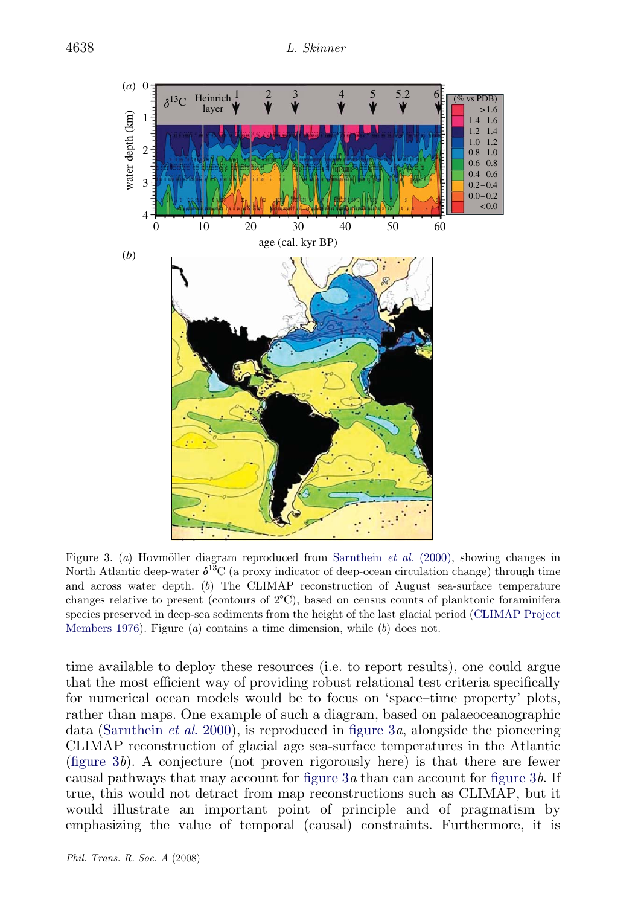Figure 3. (*a*) Hovmöller diagram reproduced from Sarnthein *et al.* (2000), showing changes in North Atlantic deep-water $\delta^{13}$C (a proxy indicator of deep-ocean circulation change) through time and across water depth. (*b*) The CLIMAP reconstruction of August sea-surface temperature changes relative to present (contours of 2°C), based on census counts of planktonic foraminifera species preserved in deep-sea sediments from the height of the last glacial period (CLIMAP Project Members 1976). Figure (*a*) contains a time dimension, while (*b*) does not.

time available to deploy these resources (i.e. to report results), one could argue that the most efficient way of providing robust relational test criteria specifically for numerical ocean models would be to focus on 'space–time property' plots, rather than maps. One example of such a diagram, based on palaeoceanographic data (Sarnthein *et al.* 2000), is reproduced in figure 3*a*, alongside the pioneering CLIMAP reconstruction of glacial age sea-surface temperatures in the Atlantic (figure 3*b*). A conjecture (not proven rigorously here) is that there are fewer causal pathways that may account for figure 3*a* than can account for figure 3*b*. If true, this would not detract from map reconstructions such as CLIMAP, but it would illustrate an important point of principle and of pragmatism by emphasizing the value of temporal (causal) constraints. Furthermore, it is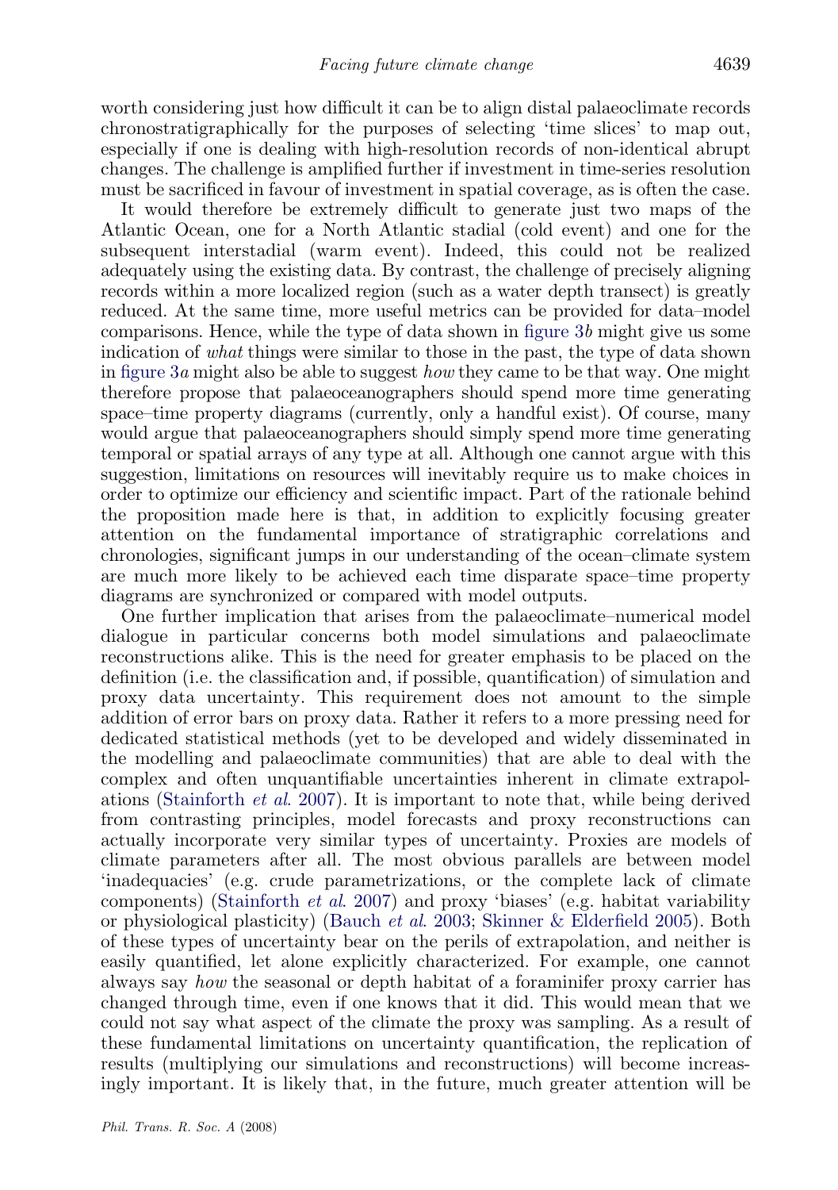worth considering just how difficult it can be to align distal palaeoclimate records chronostratigraphically for the purposes of selecting 'time slices' to map out, especially if one is dealing with high-resolution records of non-identical abrupt changes. The challenge is amplified further if investment in time-series resolution must be sacrificed in favour of investment in spatial coverage, as is often the case.

It would therefore be extremely difficult to generate just two maps of the Atlantic Ocean, one for a North Atlantic stadial (cold event) and one for the subsequent interstadial (warm event). Indeed, this could not be realized adequately using the existing data. By contrast, the challenge of precisely aligning records within a more localized region (such as a water depth transect) is greatly reduced. At the same time, more useful metrics can be provided for data–model comparisons. Hence, while the type of data shown in figure 3*b* might give us some indication of *what* things were similar to those in the past, the type of data shown in figure 3*a* might also be able to suggest *how* they came to be that way. One might therefore propose that palaeoceanographers should spend more time generating space–time property diagrams (currently, only a handful exist). Of course, many would argue that palaeoceanographers should simply spend more time generating temporal or spatial arrays of any type at all. Although one cannot argue with this suggestion, limitations on resources will inevitably require us to make choices in order to optimize our efficiency and scientific impact. Part of the rationale behind the proposition made here is that, in addition to explicitly focusing greater attention on the fundamental importance of stratigraphic correlations and chronologies, significant jumps in our understanding of the ocean–climate system are much more likely to be achieved each time disparate space–time property diagrams are synchronized or compared with model outputs.

One further implication that arises from the palaeoclimate–numerical model dialogue in particular concerns both model simulations and palaeoclimate reconstructions alike. This is the need for greater emphasis to be placed on the definition (i.e. the classification and, if possible, quantification) of simulation and proxy data uncertainty. This requirement does not amount to the simple addition of error bars on proxy data. Rather it refers to a more pressing need for dedicated statistical methods (yet to be developed and widely disseminated in the modelling and palaeoclimate communities) that are able to deal with the complex and often unquantifiable uncertainties inherent in climate extrapolations (Stainforth *et al*. 2007). It is important to note that, while being derived from contrasting principles, model forecasts and proxy reconstructions can actually incorporate very similar types of uncertainty. Proxies are models of climate parameters after all. The most obvious parallels are between model 'inadequacies' (e.g. crude parametrizations, or the complete lack of climate components) (Stainforth *et al*. 2007) and proxy 'biases' (e.g. habitat variability or physiological plasticity) (Bauch *et al*. 2003; Skinner & Elderfield 2005). Both of these types of uncertainty bear on the perils of extrapolation, and neither is easily quantified, let alone explicitly characterized. For example, one cannot always say *how* the seasonal or depth habitat of a foraminifer proxy carrier has changed through time, even if one knows that it did. This would mean that we could not say what aspect of the climate the proxy was sampling. As a result of these fundamental limitations on uncertainty quantification, the replication of results (multiplying our simulations and reconstructions) will become increasingly important. It is likely that, in the future, much greater attention will be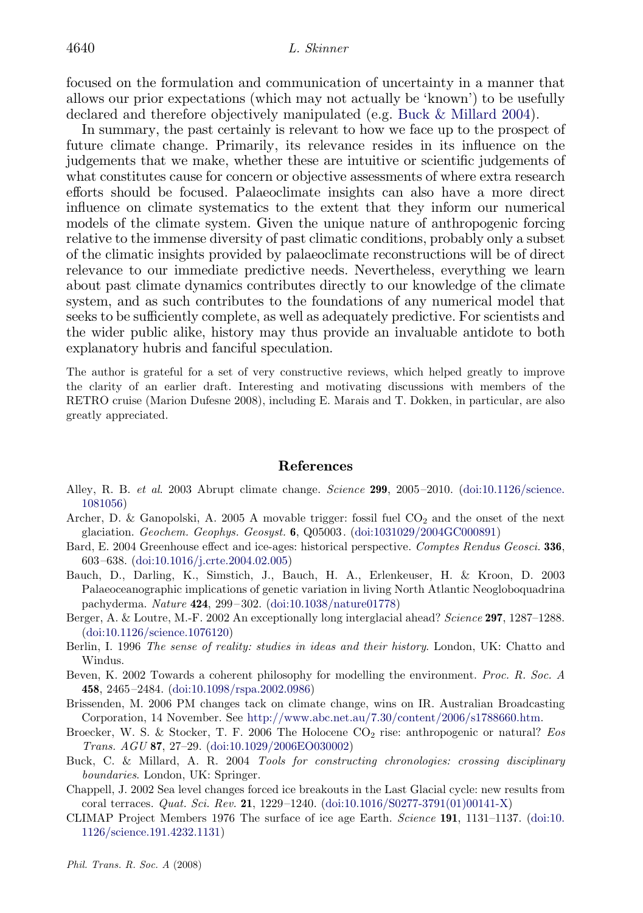focused on the formulation and communication of uncertainty in a manner that allows our prior expectations (which may not actually be 'known') to be usefully declared and therefore objectively manipulated (e.g. Buck & Millard 2004).

In summary, the past certainly is relevant to how we face up to the prospect of future climate change. Primarily, its relevance resides in its influence on the judgements that we make, whether these are intuitive or scientific judgements of what constitutes cause for concern or objective assessments of where extra research efforts should be focused. Palaeoclimate insights can also have a more direct influence on climate systematics to the extent that they inform our numerical models of the climate system. Given the unique nature of anthropogenic forcing relative to the immense diversity of past climatic conditions, probably only a subset of the climatic insights provided by palaeoclimate reconstructions will be of direct relevance to our immediate predictive needs. Nevertheless, everything we learn about past climate dynamics contributes directly to our knowledge of the climate system, and as such contributes to the foundations of any numerical model that seeks to be sufficiently complete, as well as adequately predictive. For scientists and the wider public alike, history may thus provide an invaluable antidote to both explanatory hubris and fanciful speculation.

The author is grateful for a set of very constructive reviews, which helped greatly to improve the clarity of an earlier draft. Interesting and motivating discussions with members of the RETRO cruise (Marion Dufesne 2008), including E. Marais and T. Dokken, in particular, are also greatly appreciated.

## References

Alley, R. B. *et al*. 2003 Abrupt climate change. *Science* **299**, 2005–2010. (doi:10.1126/science.1081056)

Archer, D. & Ganopolski, A. 2005 A movable trigger: fossil fuel $CO_2$ and the onset of the next glaciation. *Geochem. Geophys. Geosyst.* **6**, Q05003. (doi:1031029/2004GC000891)

Bard, E. 2004 Greenhouse effect and ice-ages: historical perspective. *Comptes Rendus Geosci.* **336**, 603–638. (doi:10.1016/j.crte.2004.02.005)

Bauch, D., Darling, K., Simstich, J., Bauch, H. A., Erlenkeuser, H. & Kroon, D. 2003 Palaeoceanographic implications of genetic variation in living North Atlantic Neogloboquadrina pachyderma. *Nature* **424**, 299–302. (doi:10.1038/nature01778)

Berger, A. & Loutre, M.-F. 2002 An exceptionally long interglacial ahead? *Science* **297**, 1287–1288. (doi:10.1126/science.1076120)

Berlin, I. 1996 *The sense of reality: studies in ideas and their history*. London, UK: Chatto and Windus.

Beven, K. 2002 Towards a coherent philosophy for modelling the environment. *Proc. R. Soc. A* **458**, 2465–2484. (doi:10.1098/rspa.2002.0986)

Brissenden, M. 2006 PM changes tack on climate change, wins on IR. Australian Broadcasting Corporation, 14 November. See http://www.abc.net.au/7.30/content/2006/s1788660.htm.

Broecker, W. S. & Stocker, T. F. 2006 The Holocene $CO_2$ rise: anthropogenic or natural? *Eos Trans. AGU* **87**, 27–29. (doi:10.1029/2006EO030002)

Buck, C. & Millard, A. R. 2004 *Tools for constructing chronologies: crossing disciplinary boundaries*. London, UK: Springer.

Chappell, J. 2002 Sea level changes forced ice breakouts in the Last Glacial cycle: new results from coral terraces. *Quat. Sci. Rev.* **21**, 1229–1240. (doi:10.1016/S0277-3791(01)00141-X)

CLIMAP Project Members 1976 The surface of ice age Earth. *Science* **191**, 1131–1137. (doi:10.1126/science.191.4232.1131)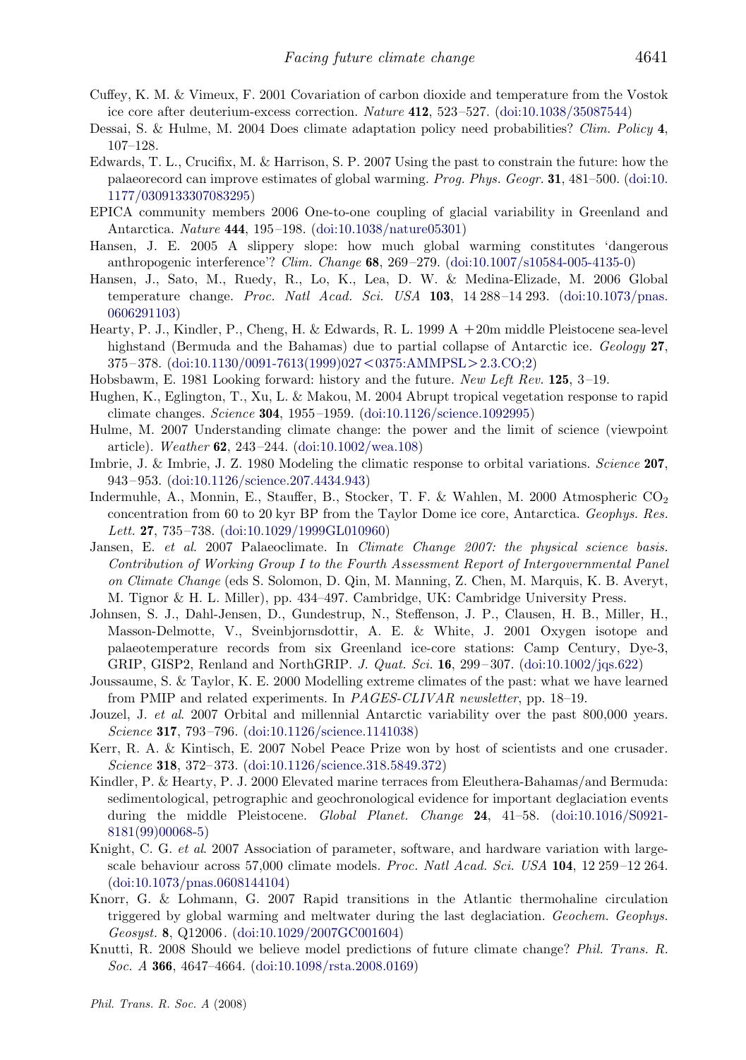Cuffey, K. M. & Vimeux, F. 2001 Covariation of carbon dioxide and temperature from the Vostok ice core after deuterium-excess correction. *Nature* **412**, 523–527. (doi:10.1038/35087544)

Dessai, S. & Hulme, M. 2004 Does climate adaptation policy need probabilities? *Clim. Policy* **4**, 107–128.

Edwards, T. L., Crucifix, M. & Harrison, S. P. 2007 Using the past to constrain the future: how the palaeorecord can improve estimates of global warming. *Prog. Phys. Geogr.* **31**, 481–500. (doi:10.1177/0309133307083295)

EPICA community members 2006 One-to-one coupling of glacial variability in Greenland and Antarctica. *Nature* **444**, 195–198. (doi:10.1038/nature05301)

Hansen, J. E. 2005 A slippery slope: how much global warming constitutes 'dangerous anthropogenic interference'? *Clim. Change* **68**, 269–279. (doi:10.1007/s10584-005-4135-0)

Hansen, J., Sato, M., Ruedy, R., Lo, K., Lea, D. W. & Medina-Elizade, M. 2006 Global temperature change. *Proc. Natl Acad. Sci. USA* **103**, 14 288–14 293. (doi:10.1073/pnas.0606291103)

Hearty, P. J., Kindler, P., Cheng, H. & Edwards, R. L. 1999 A +20m middle Pleistocene sea-level highstand (Bermuda and the Bahamas) due to partial collapse of Antarctic ice. *Geology* **27**, 375–378. (doi:10.1130/0091-7613(1999)027<0375:AMMPSL>2.3.CO;2)

Hobsbawm, E. 1981 Looking forward: history and the future. *New Left Rev.* **125**, 3–19.

Hughen, K., Eglington, T., Xu, L. & Makou, M. 2004 Abrupt tropical vegetation response to rapid climate changes. *Science* **304**, 1955–1959. (doi:10.1126/science.1092995)

Hulme, M. 2007 Understanding climate change: the power and the limit of science (viewpoint article). *Weather* **62**, 243–244. (doi:10.1002/wea.108)

Imbrie, J. & Imbrie, J. Z. 1980 Modeling the climatic response to orbital variations. *Science* **207**, 943–953. (doi:10.1126/science.207.4434.943)

Indermuhle, A., Monnin, E., Stauffer, B., Stocker, T. F. & Wahlen, M. 2000 Atmospheric $CO_2$ concentration from 60 to 20 kyr BP from the Taylor Dome ice core, Antarctica. *Geophys. Res. Lett.* **27**, 735–738. (doi:10.1029/1999GL010960)

Jansen, E. *et al*. 2007 Palaeoclimate. In *Climate Change 2007: the physical science basis. Contribution of Working Group I to the Fourth Assessment Report of Intergovernmental Panel on Climate Change* (eds S. Solomon, D. Qin, M. Manning, Z. Chen, M. Marquis, K. B. Averyt, M. Tignor & H. L. Miller), pp. 434–497. Cambridge, UK: Cambridge University Press.

Johnsen, S. J., Dahl-Jensen, D., Gundestrup, N., Steffenson, J. P., Clausen, H. B., Miller, H., Masson-Delmotte, V., Sveinbjornsdottir, A. E. & White, J. 2001 Oxygen isotope and palaeotemperature records from six Greenland ice-core stations: Camp Century, Dye-3, GRIP, GISP2, Renland and NorthGRIP. *J. Quat. Sci.* **16**, 299–307. (doi:10.1002/jqs.622)

Joussaume, S. & Taylor, K. E. 2000 Modelling extreme climates of the past: what we have learned from PMIP and related experiments. In *PAGES-CLIVAR newsletter*, pp. 18–19.

Jouzel, J. *et al*. 2007 Orbital and millennial Antarctic variability over the past 800,000 years. *Science* **317**, 793–796. (doi:10.1126/science.1141038)

Kerr, R. A. & Kintisch, E. 2007 Nobel Peace Prize won by host of scientists and one crusader. *Science* **318**, 372–373. (doi:10.1126/science.318.5849.372)

Kindler, P. & Hearty, P. J. 2000 Elevated marine terraces from Eleuthera-Bahamas/and Bermuda: sedimentological, petrographic and geochronological evidence for important deglaciation events during the middle Pleistocene. *Global Planet. Change* **24**, 41–58. (doi:10.1016/S0921-8181(99)00068-5)

Knight, C. G. *et al*. 2007 Association of parameter, software, and hardware variation with large-scale behaviour across 57,000 climate models. *Proc. Natl Acad. Sci. USA* **104**, 12 259–12 264. (doi:10.1073/pnas.0608144104)

Knorr, G. & Lohmann, G. 2007 Rapid transitions in the Atlantic thermohaline circulation triggered by global warming and meltwater during the last deglaciation. *Geochem. Geophys. Geosyst.* **8**, Q12006. (doi:10.1029/2007GC001604)

Knutti, R. 2008 Should we believe model predictions of future climate change? *Phil. Trans. R. Soc. A* **366**, 4647–4664. (doi:10.1098/rsta.2008.0169)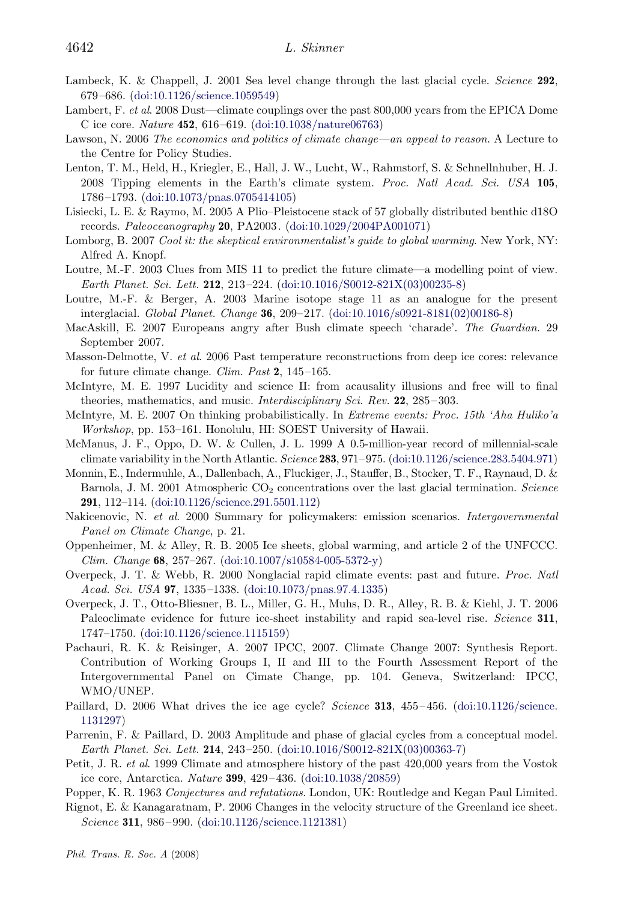Lambeck, K. & Chappell, J. 2001 Sea level change through the last glacial cycle. *Science* **292**, 679–686. (doi:10.1126/science.1059549)

Lambert, F. *et al*. 2008 Dust—climate couplings over the past 800,000 years from the EPICA Dome C ice core. *Nature* **452**, 616–619. (doi:10.1038/nature06763)

Lawson, N. 2006 *The economics and politics of climate change—an appeal to reason*. A Lecture to the Centre for Policy Studies.

Lenton, T. M., Held, H., Kriegler, E., Hall, J. W., Lucht, W., Rahmstorf, S. & Schnellnhuber, H. J. 2008 Tipping elements in the Earth's climate system. *Proc. Natl Acad. Sci. USA* **105**, 1786–1793. (doi:10.1073/pnas.0705414105)

Lisiecki, L. E. & Raymo, M. 2005 A Plio–Pleistocene stack of 57 globally distributed benthic d18O records. *Paleoceanography* **20**, PA2003. (doi:10.1029/2004PA001071)

Lomborg, B. 2007 *Cool it: the skeptical environmentalist's guide to global warming*. New York, NY: Alfred A. Knopf.

Loutre, M.-F. 2003 Clues from MIS 11 to predict the future climate—a modelling point of view. *Earth Planet. Sci. Lett.* **212**, 213–224. (doi:10.1016/S0012-821X(03)00235-8)

Loutre, M.-F. & Berger, A. 2003 Marine isotope stage 11 as an analogue for the present interglacial. *Global Planet. Change* **36**, 209–217. (doi:10.1016/s0921-8181(02)00186-8)

MacAskill, E. 2007 Europeans angry after Bush climate speech 'charade'. *The Guardian*. 29 September 2007.

Masson-Delmotte, V. *et al*. 2006 Past temperature reconstructions from deep ice cores: relevance for future climate change. *Clim. Past* **2**, 145–165.

McIntyre, M. E. 1997 Lucidity and science II: from acausality illusions and free will to final theories, mathematics, and music. *Interdisciplinary Sci. Rev.* **22**, 285–303.

McIntyre, M. E. 2007 On thinking probabilistically. In *Extreme events: Proc. 15th 'Aha Huliko'a Workshop*, pp. 153–161. Honolulu, HI: SOEST University of Hawaii.

McManus, J. F., Oppo, D. W. & Cullen, J. L. 1999 A 0.5-million-year record of millennial-scale climate variability in the North Atlantic. *Science* **283**, 971–975. (doi:10.1126/science.283.5404.971)

Monnin, E., Indermuhle, A., Dallenbach, A., Fluckiger, J., Stauffer, B., Stocker, T. F., Raynaud, D. & Barnola, J. M. 2001 Atmospheric $CO_2$ concentrations over the last glacial termination. *Science* **291**, 112–114. (doi:10.1126/science.291.5501.112)

Nakicenovic, N. *et al*. 2000 Summary for policymakers: emission scenarios. *Intergovernmental Panel on Climate Change*, p. 21.

Oppenheimer, M. & Alley, R. B. 2005 Ice sheets, global warming, and article 2 of the UNFCCC. *Clim. Change* **68**, 257–267. (doi:10.1007/s10584-005-5372-y)

Overpeck, J. T. & Webb, R. 2000 Nonglacial rapid climate events: past and future. *Proc. Natl Acad. Sci. USA* **97**, 1335–1338. (doi:10.1073/pnas.97.4.1335)

Overpeck, J. T., Otto-Bliesner, B. L., Miller, G. H., Muhs, D. R., Alley, R. B. & Kiehl, J. T. 2006 Paleoclimate evidence for future ice-sheet instability and rapid sea-level rise. *Science* **311**, 1747–1750. (doi:10.1126/science.1115159)

Pachauri, R. K. & Reisinger, A. 2007 IPCC, 2007. Climate Change 2007: Synthesis Report. Contribution of Working Groups I, II and III to the Fourth Assessment Report of the Intergovernmental Panel on Cimate Change, pp. 104. Geneva, Switzerland: IPCC, WMO/UNEP.

Paillard, D. 2006 What drives the ice age cycle? *Science* **313**, 455–456. (doi:10.1126/science.1131297)

Parrenin, F. & Paillard, D. 2003 Amplitude and phase of glacial cycles from a conceptual model. *Earth Planet. Sci. Lett.* **214**, 243–250. (doi:10.1016/S0012-821X(03)00363-7)

Petit, J. R. *et al*. 1999 Climate and atmosphere history of the past 420,000 years from the Vostok ice core, Antarctica. *Nature* **399**, 429–436. (doi:10.1038/20859)

Popper, K. R. 1963 *Conjectures and refutations*. London, UK: Routledge and Kegan Paul Limited.

Rignot, E. & Kanagaratnam, P. 2006 Changes in the velocity structure of the Greenland ice sheet. *Science* **311**, 986–990. (doi:10.1126/science.1121381)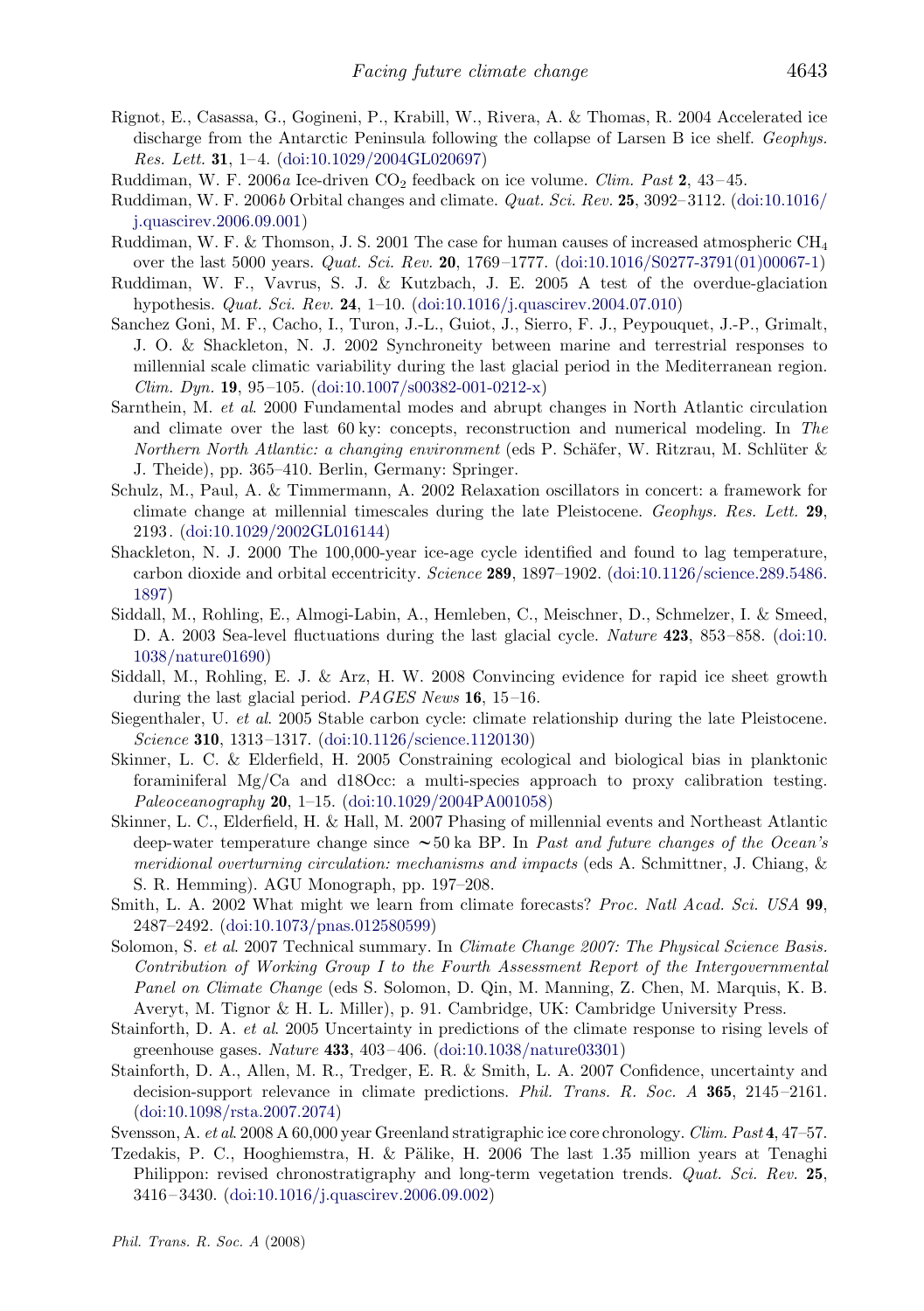Rignot, E., Casassa, G., Gogineni, P., Krabill, W., Rivera, A. & Thomas, R. 2004 Accelerated ice discharge from the Antarctic Peninsula following the collapse of Larsen B ice shelf. *Geophys. Res. Lett.* **31**, 1–4. (doi:10.1029/2004GL020697)

Ruddiman, W. F. 2006*a* Ice-driven $CO_2$ feedback on ice volume. *Clim. Past* **2**, 43–45.

Ruddiman, W. F. 2006*b* Orbital changes and climate. *Quat. Sci. Rev.* **25**, 3092–3112. (doi:10.1016/j.quascirev.2006.09.001)

Ruddiman, W. F. & Thomson, J. S. 2001 The case for human causes of increased atmospheric $CH_4$ over the last 5000 years. *Quat. Sci. Rev.* **20**, 1769–1777. (doi:10.1016/S0277-3791(01)00067-1)

Ruddiman, W. F., Vavrus, S. J. & Kutzbach, J. E. 2005 A test of the overdue-glaciation hypothesis. *Quat. Sci. Rev.* **24**, 1–10. (doi:10.1016/j.quascirev.2004.07.010)

Sanchez Goni, M. F., Cacho, I., Turon, J.-L., Guiot, J., Sierro, F. J., Peypouquet, J.-P., Grimalt, J. O. & Shackleton, N. J. 2002 Synchroneity between marine and terrestrial responses to millennial scale climatic variability during the last glacial period in the Mediterranean region. *Clim. Dyn.* **19**, 95–105. (doi:10.1007/s00382-001-0212-x)

Sarnthein, M. *et al.* 2000 Fundamental modes and abrupt changes in North Atlantic circulation and climate over the last 60 ky: concepts, reconstruction and numerical modeling. In *The Northern North Atlantic: a changing environment* (eds P. Schäfer, W. Ritzrau, M. Schlüter & J. Theide), pp. 365–410. Berlin, Germany: Springer.

Schulz, M., Paul, A. & Timmermann, A. 2002 Relaxation oscillators in concert: a framework for climate change at millennial timescales during the late Pleistocene. *Geophys. Res. Lett.* **29**, 2193. (doi:10.1029/2002GL016144)

Shackleton, N. J. 2000 The 100,000-year ice-age cycle identified and found to lag temperature, carbon dioxide and orbital eccentricity. *Science* **289**, 1897–1902. (doi:10.1126/science.289.5486.1897)

Siddall, M., Rohling, E., Almogi-Labin, A., Hemleben, C., Meischner, D., Schmelzer, I. & Smeed, D. A. 2003 Sea-level fluctuations during the last glacial cycle. *Nature* **423**, 853–858. (doi:10.1038/nature01690)

Siddall, M., Rohling, E. J. & Arz, H. W. 2008 Convincing evidence for rapid ice sheet growth during the last glacial period. *PAGES News* **16**, 15–16.

Siegenthaler, U. *et al.* 2005 Stable carbon cycle: climate relationship during the late Pleistocene. *Science* **310**, 1313–1317. (doi:10.1126/science.1120130)

Skinner, L. C. & Elderfield, H. 2005 Constraining ecological and biological bias in planktonic foraminiferal Mg/Ca and d18Occ: a multi-species approach to proxy calibration testing. *Paleoceanography* **20**, 1–15. (doi:10.1029/2004PA001058)

Skinner, L. C., Elderfield, H. & Hall, M. 2007 Phasing of millennial events and Northeast Atlantic deep-water temperature change since ∼50 ka BP. In *Past and future changes of the Ocean's meridional overturning circulation: mechanisms and impacts* (eds A. Schmittner, J. Chiang, & S. R. Hemming). AGU Monograph, pp. 197–208.

Smith, L. A. 2002 What might we learn from climate forecasts? *Proc. Natl Acad. Sci. USA* **99**, 2487–2492. (doi:10.1073/pnas.012580599)

Solomon, S. *et al.* 2007 Technical summary. In *Climate Change 2007: The Physical Science Basis. Contribution of Working Group I to the Fourth Assessment Report of the Intergovernmental Panel on Climate Change* (eds S. Solomon, D. Qin, M. Manning, Z. Chen, M. Marquis, K. B. Averyt, M. Tignor & H. L. Miller), p. 91. Cambridge, UK: Cambridge University Press.

Stainforth, D. A. *et al.* 2005 Uncertainty in predictions of the climate response to rising levels of greenhouse gases. *Nature* **433**, 403–406. (doi:10.1038/nature03301)

Stainforth, D. A., Allen, M. R., Tredger, E. R. & Smith, L. A. 2007 Confidence, uncertainty and decision-support relevance in climate predictions. *Phil. Trans. R. Soc. A* **365**, 2145–2161. (doi:10.1098/rsta.2007.2074)

Svensson, A. *et al.* 2008 A 60,000 year Greenland stratigraphic ice core chronology. *Clim. Past* **4**, 47–57.

Tzedakis, P. C., Hooghiemstra, H. & Pälike, H. 2006 The last 1.35 million years at Tenaghi Philippon: revised chronostratigraphy and long-term vegetation trends. *Quat. Sci. Rev.* **25**, 3416–3430. (doi:10.1016/j.quascirev.2006.09.002)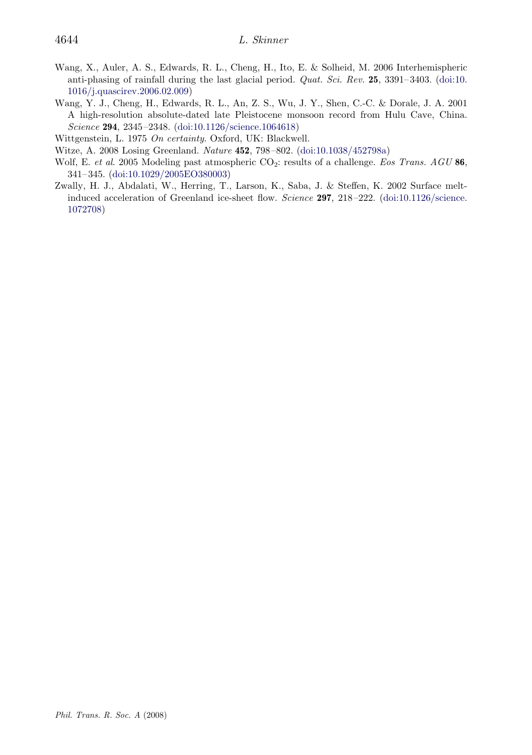Wang, X., Auler, A. S., Edwards, R. L., Cheng, H., Ito, E. & Solheid, M. 2006 Interhemispheric anti-phasing of rainfall during the last glacial period. *Quat. Sci. Rev.* **25**, 3391–3403. (doi:10.1016/j.quascirev.2006.02.009)

Wang, Y. J., Cheng, H., Edwards, R. L., An, Z. S., Wu, J. Y., Shen, C.-C. & Dorale, J. A. 2001 A high-resolution absolute-dated late Pleistocene monsoon record from Hulu Cave, China. *Science* **294**, 2345–2348. (doi:10.1126/science.1064618)

Wittgenstein, L. 1975 *On certainty*. Oxford, UK: Blackwell.

Witze, A. 2008 Losing Greenland. *Nature* **452**, 798–802. (doi:10.1038/452798a)

Wolf, E. *et al.* 2005 Modeling past atmospheric $CO_2$: results of a challenge. *Eos Trans. AGU* **86**, 341–345. (doi:10.1029/2005EO380003)

Zwally, H. J., Abdalati, W., Herring, T., Larson, K., Saba, J. & Steffen, K. 2002 Surface melt-induced acceleration of Greenland ice-sheet flow. *Science* **297**, 218–222. (doi:10.1126/science.1072708)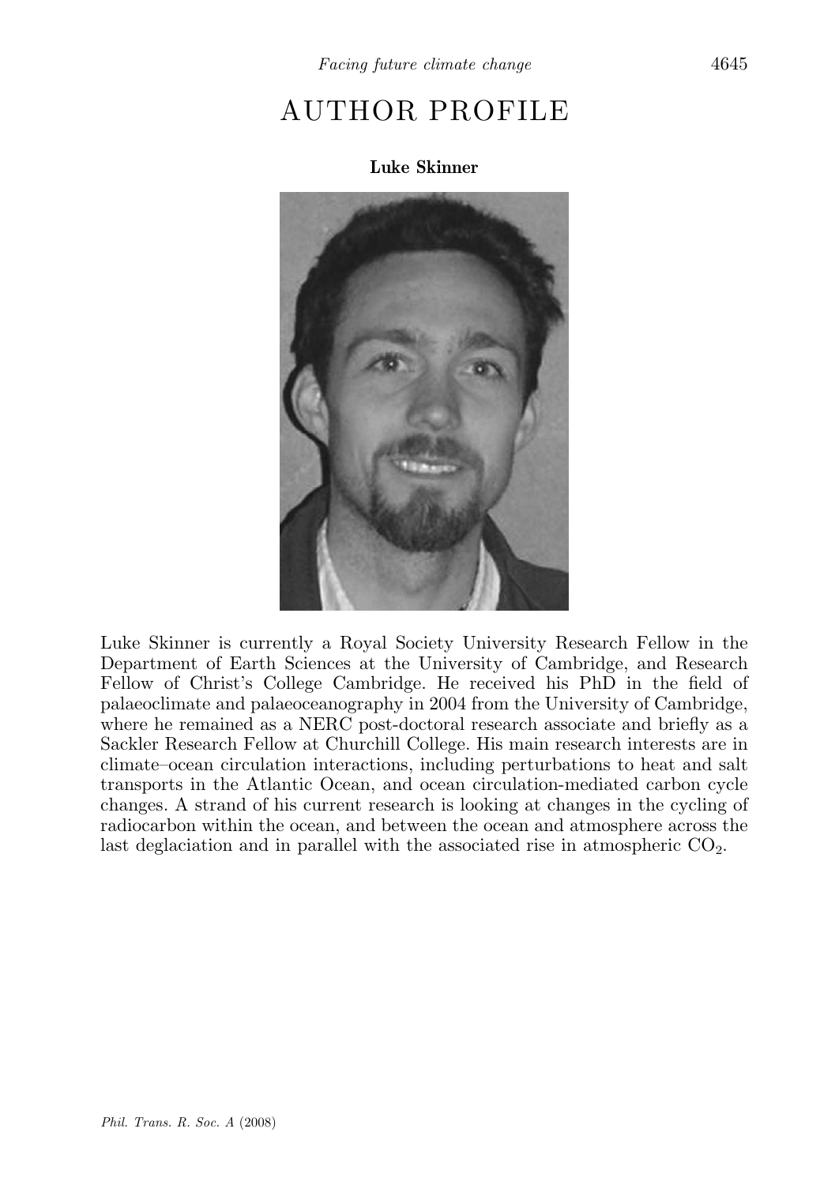# AUTHOR PROFILE

**Luke Skinner**

Luke Skinner is currently a Royal Society University Research Fellow in the Department of Earth Sciences at the University of Cambridge, and Research Fellow of Christ's College Cambridge. He received his PhD in the field of palaeoclimate and palaeoceanography in 2004 from the University of Cambridge, where he remained as a NERC post-doctoral research associate and briefly as a Sackler Research Fellow at Churchill College. His main research interests are in climate–ocean circulation interactions, including perturbations to heat and salt transports in the Atlantic Ocean, and ocean circulation-mediated carbon cycle changes. A strand of his current research is looking at changes in the cycling of radiocarbon within the ocean, and between the ocean and atmosphere across the last deglaciation and in parallel with the associated rise in atmospheric $CO_2$.